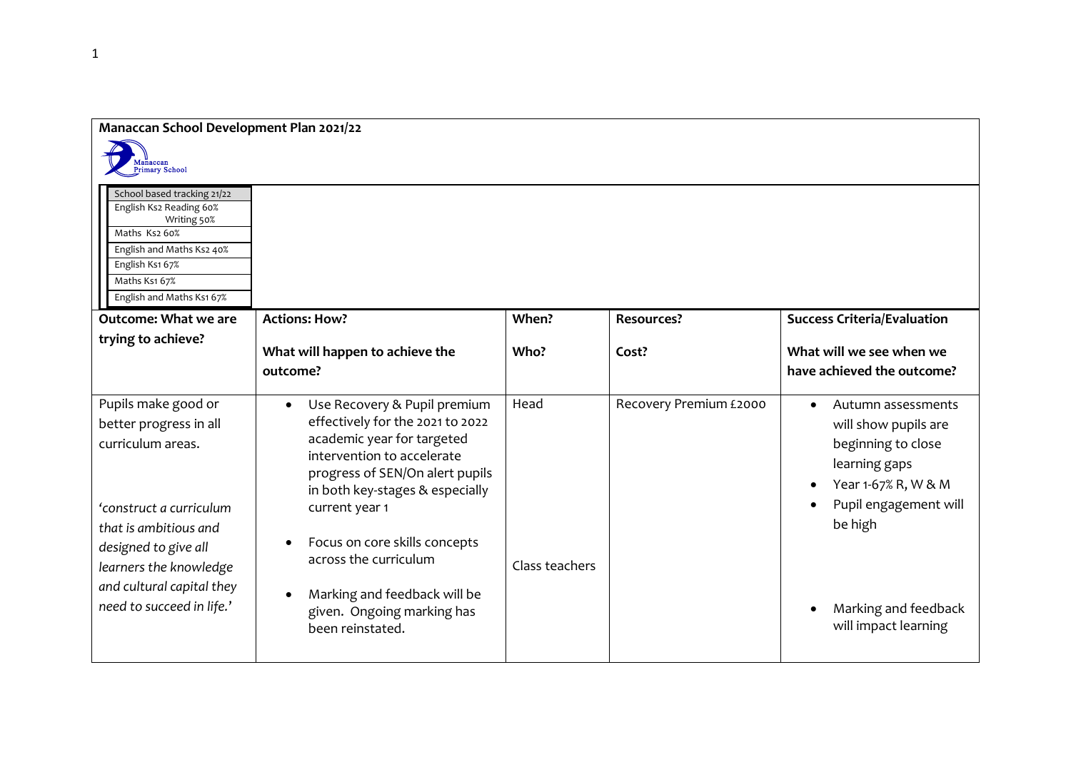**Manaccan School Development Plan 2021/22**

Manaccan Primary School

| School based tracking 21/22 |
|---|
| English Ks2 Reading 60% Writing 50% |
| Maths Ks2 60% |
| English and Maths Ks2 40% |
| English Ks1 67% |
| Maths Ks1 67% |
| English and Maths Ks1 67% |

| **Outcome: What we are trying to achieve?** | **Actions: How?**<br><br>**What will happen to achieve the outcome?** | **When?**<br><br>**Who?** | **Resources?**<br><br>**Cost?** | **Success Criteria/Evaluation**<br><br>**What will we see when we have achieved the outcome?** |
|---|---|---|---|---|
| Pupils make good or better progress in all curriculum areas.<br><br>*'construct a curriculum that is ambitious and designed to give all learners the knowledge and cultural capital they need to succeed in life.'* | • Use Recovery & Pupil premium effectively for the 2021 to 2022 academic year for targeted intervention to accelerate progress of SEN/On alert pupils in both key-stages & especially current year 1<br><br>• Focus on core skills concepts across the curriculum<br><br>• Marking and feedback will be given. Ongoing marking has been reinstated. | Head<br><br><br><br>Class teachers | Recovery Premium £2000 | • Autumn assessments will show pupils are beginning to close learning gaps<br>• Year 1-67% R, W & M<br>• Pupil engagement will be high<br><br>• Marking and feedback will impact learning |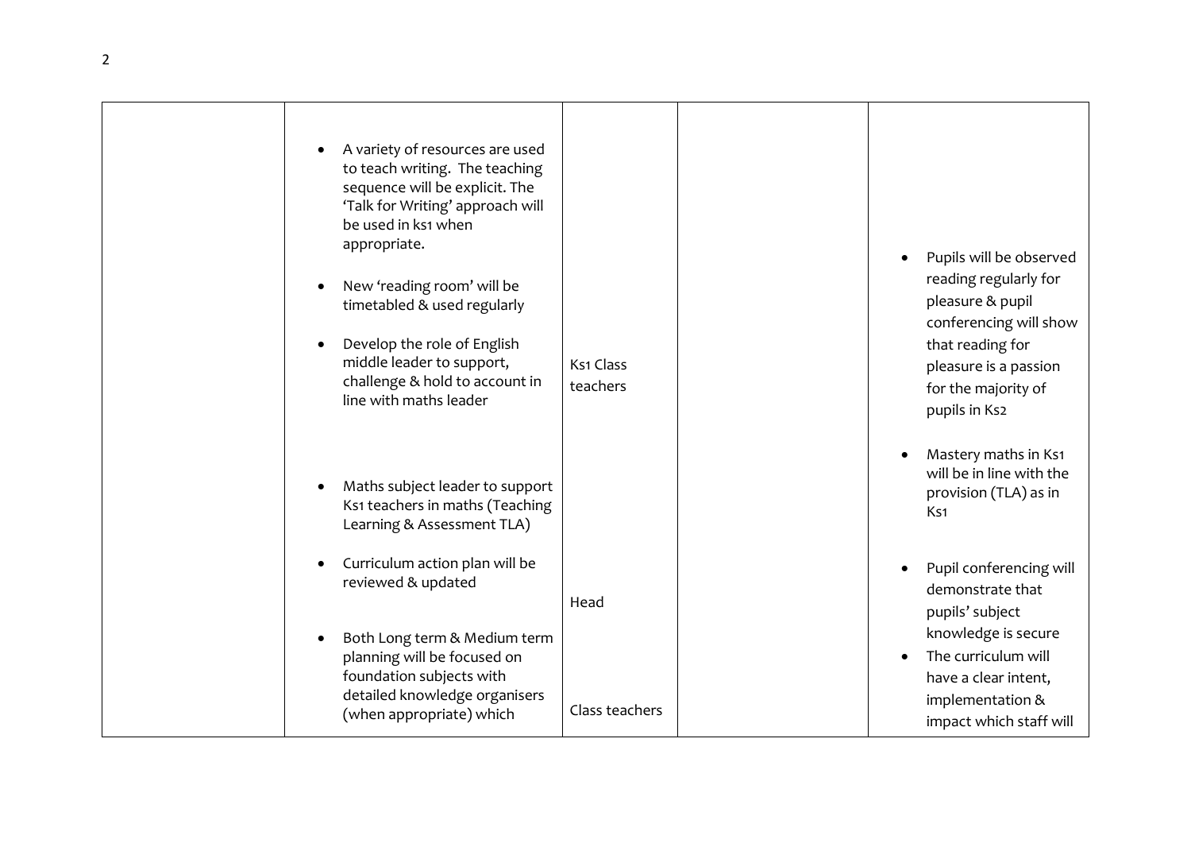| | | | | |
|---|---|---|---|---|
| | • A variety of resources are used to teach writing. The teaching sequence will be explicit. The 'Talk for Writing' approach will be used in ks1 when appropriate.<br><br>• New 'reading room' will be timetabled & used regularly<br><br>• Develop the role of English middle leader to support, challenge & hold to account in line with maths leader<br><br>• Maths subject leader to support Ks1 teachers in maths (Teaching Learning & Assessment TLA)<br><br>• Curriculum action plan will be reviewed & updated<br><br>• Both Long term & Medium term planning will be focused on foundation subjects with detailed knowledge organisers (when appropriate) which | Ks1 Class teachers<br><br>Head<br><br>Class teachers | | • Pupils will be observed reading regularly for pleasure & pupil conferencing will show that reading for pleasure is a passion for the majority of pupils in Ks2<br><br>• Mastery maths in Ks1 will be in line with the provision (TLA) as in Ks1<br><br>• Pupil conferencing will demonstrate that pupils' subject knowledge is secure<br>• The curriculum will have a clear intent, implementation & impact which staff will |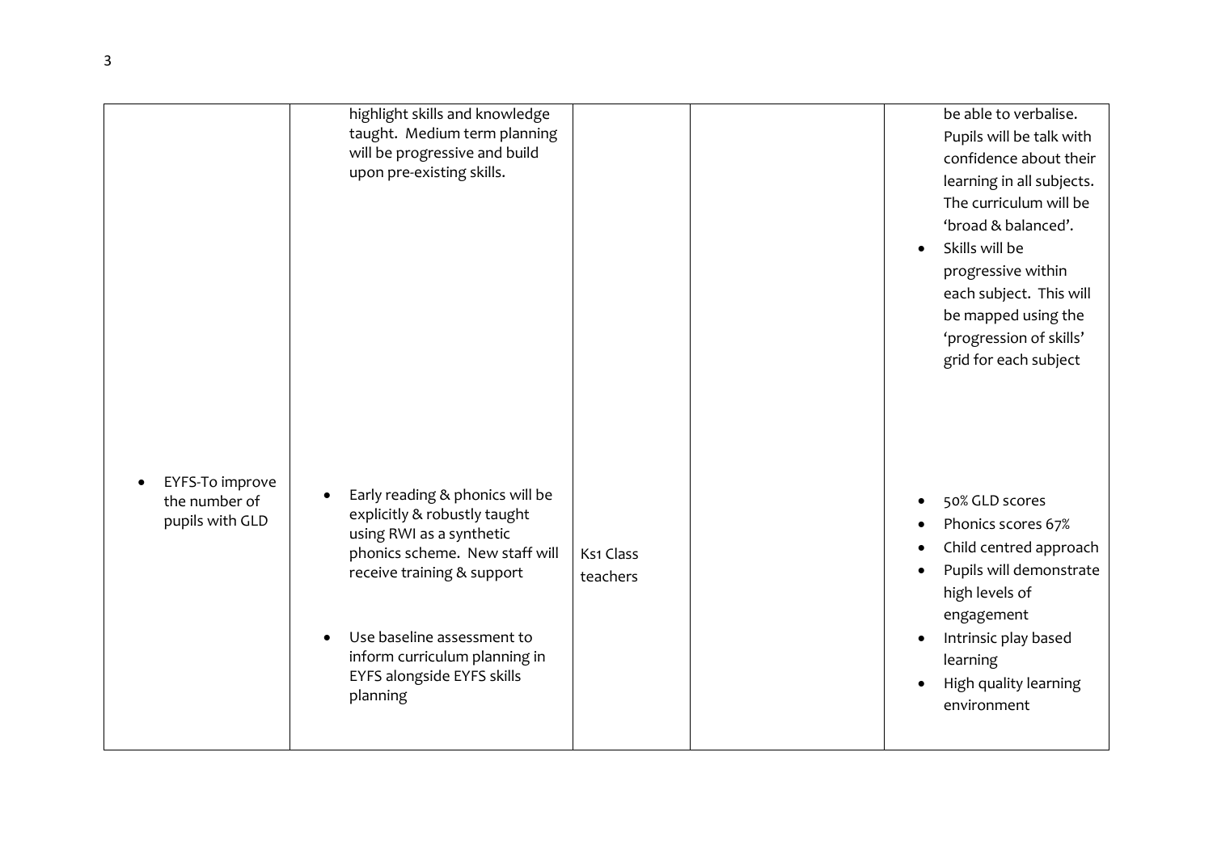| | | | | |
|---|---|---|---|---|
| | highlight skills and knowledge taught. Medium term planning will be progressive and build upon pre-existing skills. | | | be able to verbalise. Pupils will be talk with confidence about their learning in all subjects. The curriculum will be 'broad & balanced'.<br>• Skills will be progressive within each subject. This will be mapped using the 'progression of skills' grid for each subject |
| • EYFS-To improve the number of pupils with GLD | • Early reading & phonics will be explicitly & robustly taught using RWI as a synthetic phonics scheme. New staff will receive training & support<br>• Use baseline assessment to inform curriculum planning in EYFS alongside EYFS skills planning | Ks1 Class teachers | | • 50% GLD scores<br>• Phonics scores 67%<br>• Child centred approach<br>• Pupils will demonstrate high levels of engagement<br>• Intrinsic play based learning<br>• High quality learning environment |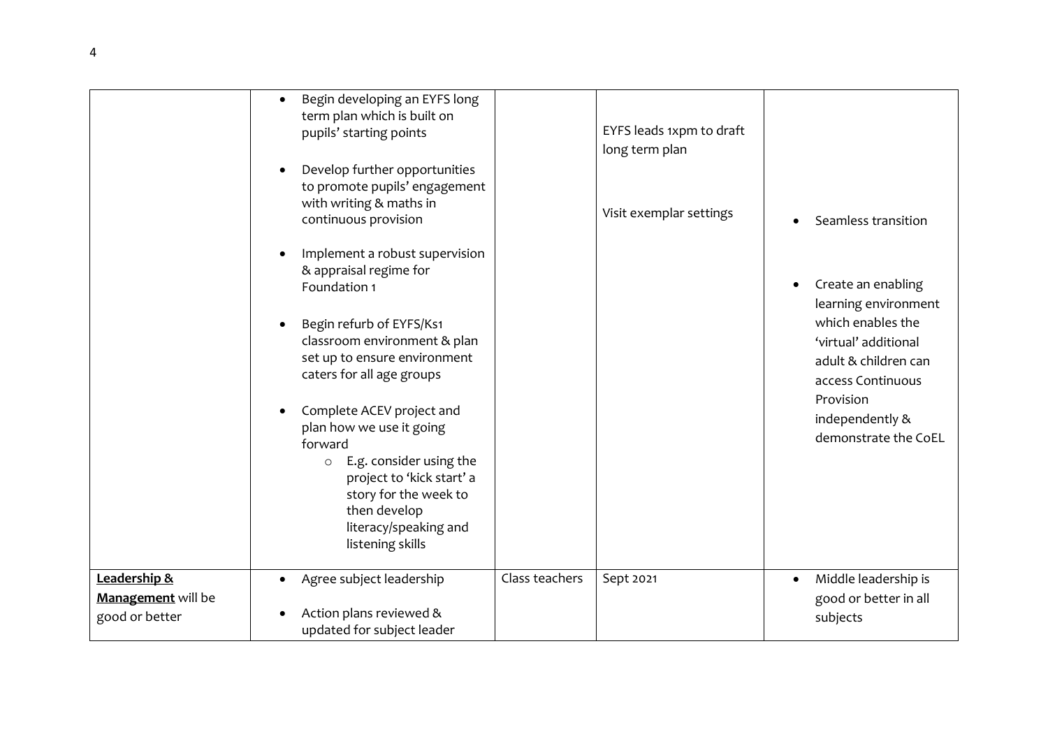| | | | | |
|---|---|---|---|---|
| | • Begin developing an EYFS long term plan which is built on pupils' starting points<br><br>• Develop further opportunities to promote pupils' engagement with writing & maths in continuous provision<br><br>• Implement a robust supervision & appraisal regime for Foundation 1<br><br>• Begin refurb of EYFS/Ks1 classroom environment & plan set up to ensure environment caters for all age groups<br><br>• Complete ACEV project and plan how we use it going forward<br>&nbsp;&nbsp;&nbsp;&nbsp;○ E.g. consider using the project to 'kick start' a story for the week to then develop literacy/speaking and listening skills | | EYFS leads 1xpm to draft long term plan<br><br>Visit exemplar settings | • Seamless transition<br><br>• Create an enabling learning environment which enables the 'virtual' additional adult & children can access Continuous Provision independently & demonstrate the CoEL |
| **Leadership & Management** will be good or better | • Agree subject leadership<br><br>• Action plans reviewed & updated for subject leader | Class teachers | Sept 2021 | • Middle leadership is good or better in all subjects |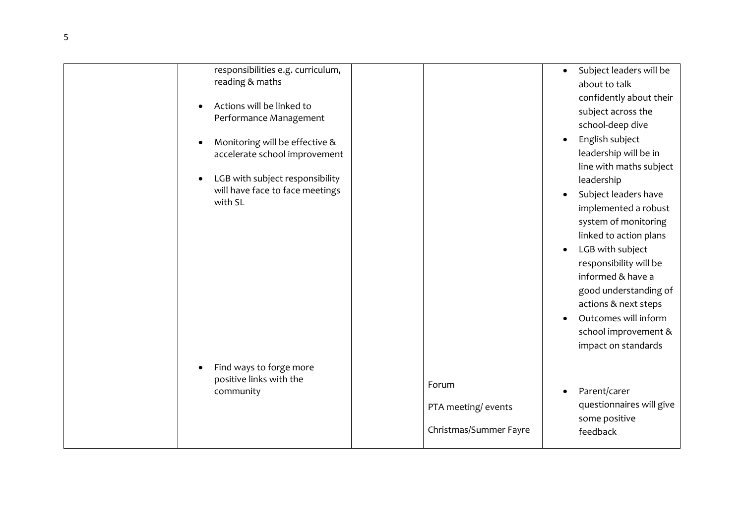| | | | | |
|---|---|---|---|---|
| | responsibilities e.g. curriculum, reading & maths<br><br>• Actions will be linked to Performance Management<br><br>• Monitoring will be effective & accelerate school improvement<br><br>• LGB with subject responsibility will have face to face meetings with SL | | | • Subject leaders will be about to talk confidently about their subject across the school-deep dive<br>• English subject leadership will be in line with maths subject leadership<br>• Subject leaders have implemented a robust system of monitoring linked to action plans<br>• LGB with subject responsibility will be informed & have a good understanding of actions & next steps<br>• Outcomes will inform school improvement & impact on standards |
| | • Find ways to forge more positive links with the community | | Forum<br><br>PTA meeting/ events<br><br>Christmas/Summer Fayre | • Parent/carer questionnaires will give some positive feedback |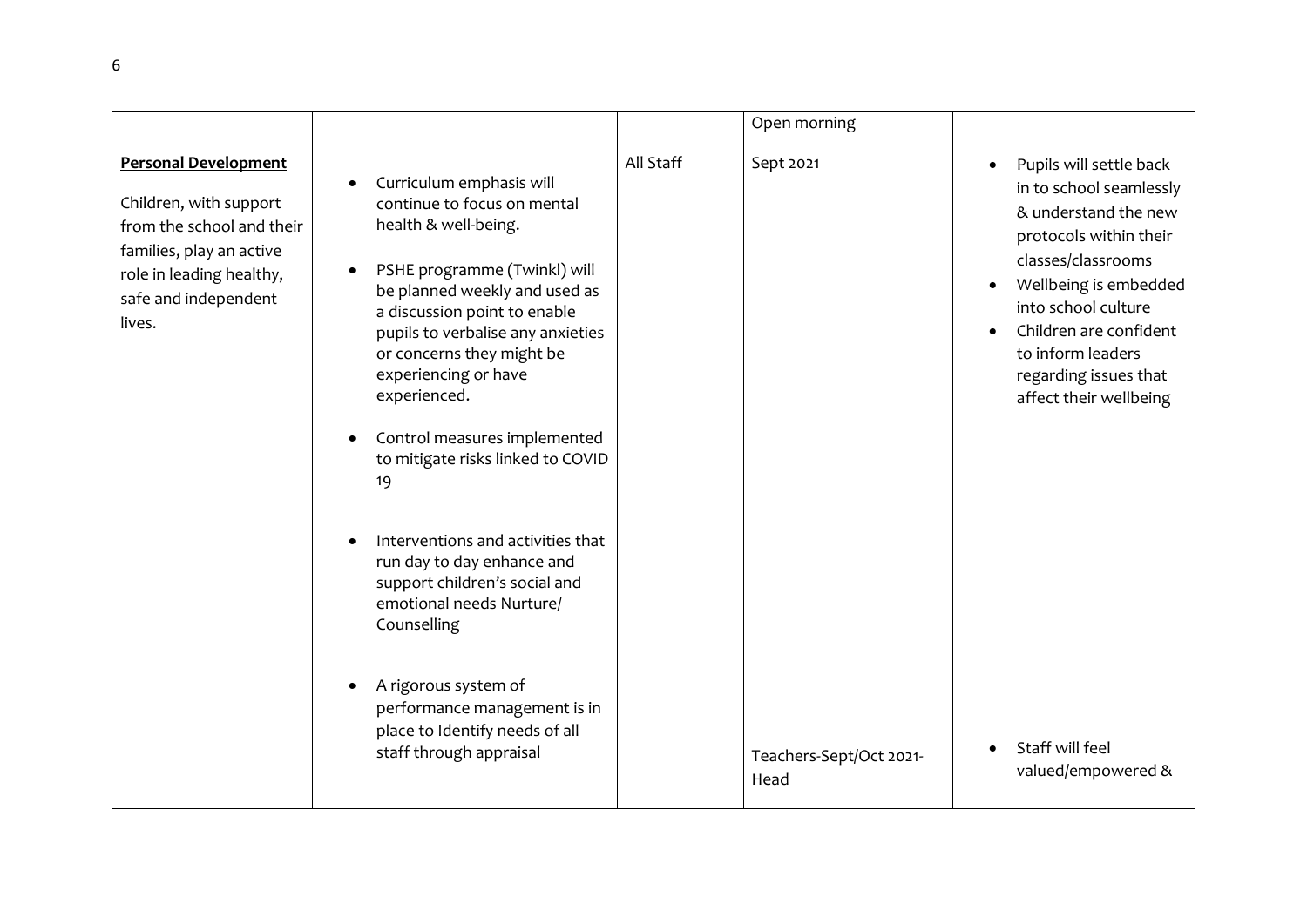| | | | | |
|---|---|---|---|---|
| | | | Open morning | |
| **Personal Development**<br><br>Children, with support from the school and their families, play an active role in leading healthy, safe and independent lives. | • Curriculum emphasis will continue to focus on mental health & well-being.<br><br>• PSHE programme (Twinkl) will be planned weekly and used as a discussion point to enable pupils to verbalise any anxieties or concerns they might be experiencing or have experienced.<br><br>• Control measures implemented to mitigate risks linked to COVID 19<br><br>• Interventions and activities that run day to day enhance and support children's social and emotional needs Nurture/ Counselling<br><br>• A rigorous system of performance management is in place to Identify needs of all staff through appraisal | All Staff | Sept 2021<br><br>Teachers-Sept/Oct 2021-Head | • Pupils will settle back in to school seamlessly & understand the new protocols within their classes/classrooms<br>• Wellbeing is embedded into school culture<br>• Children are confident to inform leaders regarding issues that affect their wellbeing<br><br>• Staff will feel valued/empowered & |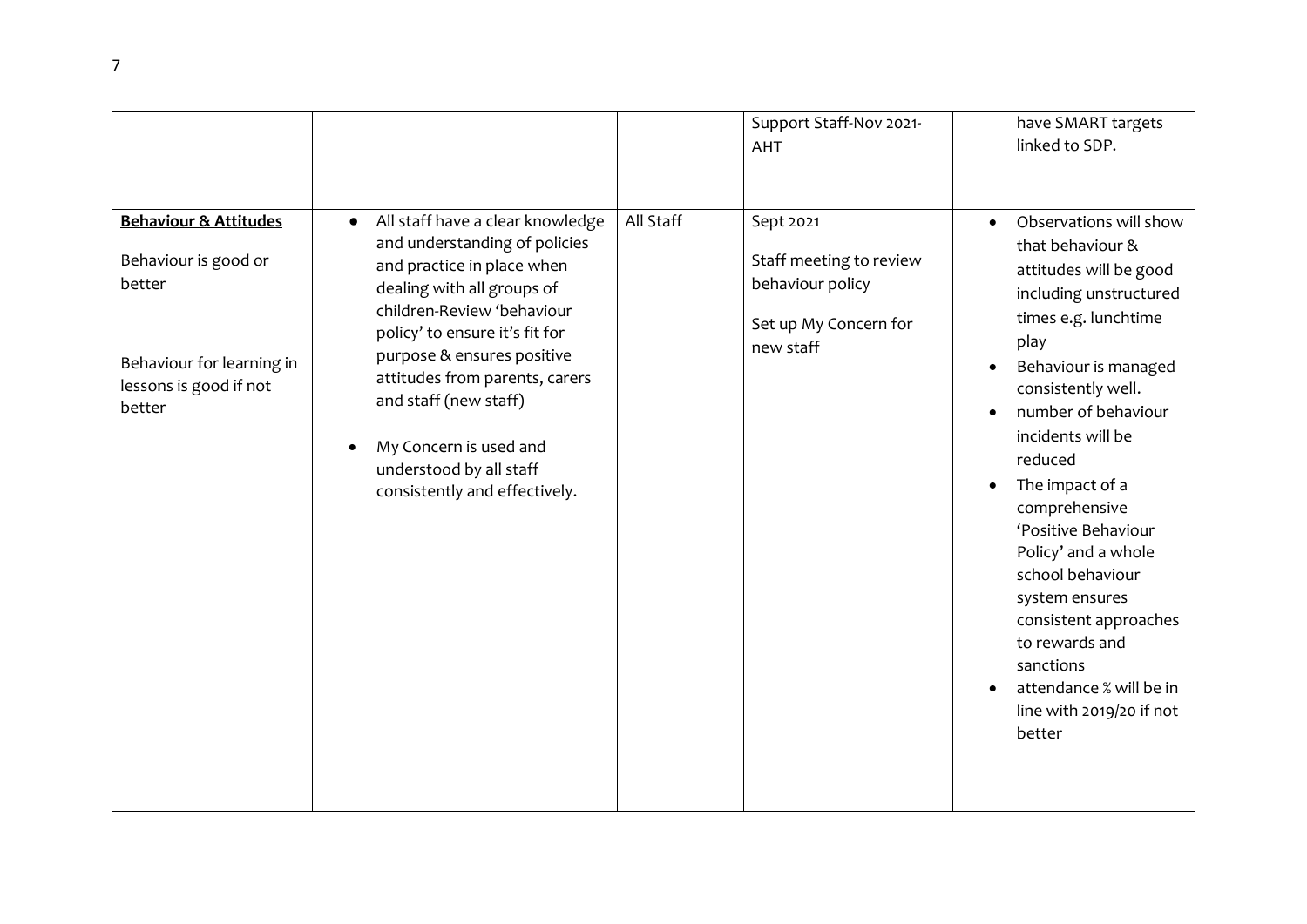| | | | | |
|---|---|---|---|---|
| | | | Support Staff-Nov 2021-AHT | have SMART targets linked to SDP. |
| **Behaviour & Attitudes**<br><br>Behaviour is good or better<br><br>Behaviour for learning in lessons is good if not better | • All staff have a clear knowledge and understanding of policies and practice in place when dealing with all groups of children-Review 'behaviour policy' to ensure it's fit for purpose & ensures positive attitudes from parents, carers and staff (new staff)<br><br>• My Concern is used and understood by all staff consistently and effectively. | All Staff | Sept 2021<br><br>Staff meeting to review behaviour policy<br><br>Set up My Concern for new staff | • Observations will show that behaviour & attitudes will be good including unstructured times e.g. lunchtime play<br>• Behaviour is managed consistently well.<br>• number of behaviour incidents will be reduced<br>• The impact of a comprehensive 'Positive Behaviour Policy' and a whole school behaviour system ensures consistent approaches to rewards and sanctions<br>• attendance % will be in line with 2019/20 if not better |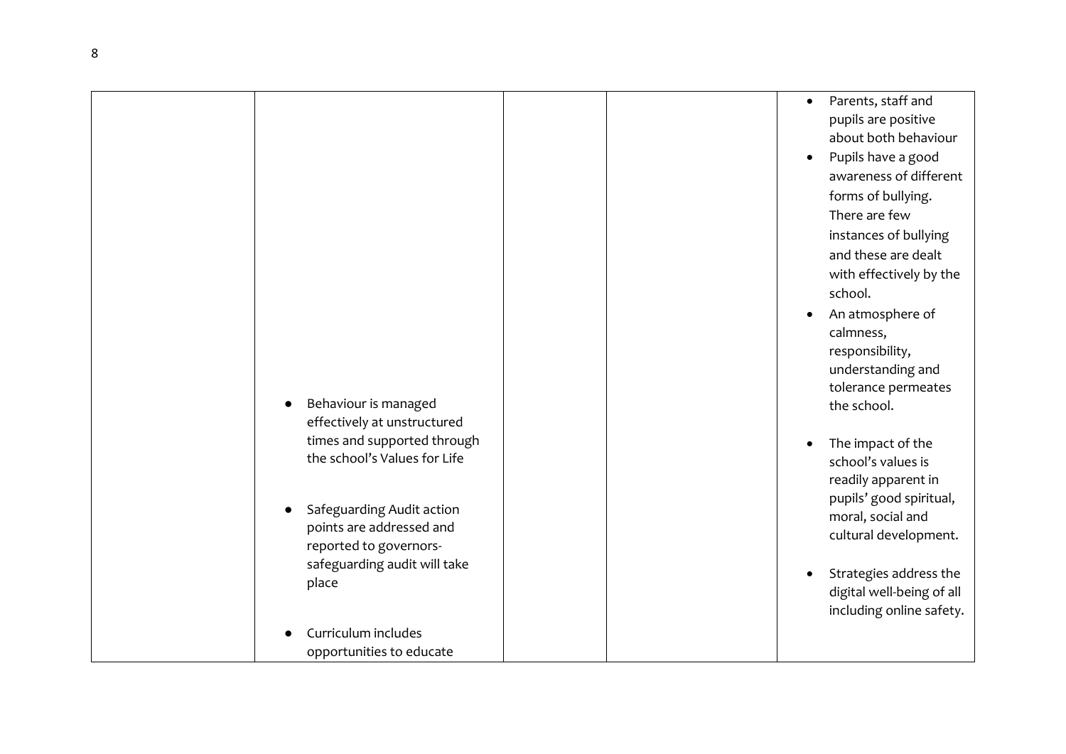|  |  |  |  |  |
|---|---|---|---|---|
|  | • Behaviour is managed effectively at unstructured times and supported through the school's Values for Life<br><br>• Safeguarding Audit action points are addressed and reported to governors- safeguarding audit will take place<br><br>• Curriculum includes opportunities to educate |  |  | • Parents, staff and pupils are positive about both behaviour<br>• Pupils have a good awareness of different forms of bullying. There are few instances of bullying and these are dealt with effectively by the school.<br>• An atmosphere of calmness, responsibility, understanding and tolerance permeates the school.<br><br>• The impact of the school's values is readily apparent in pupils' good spiritual, moral, social and cultural development.<br><br>• Strategies address the digital well-being of all including online safety. |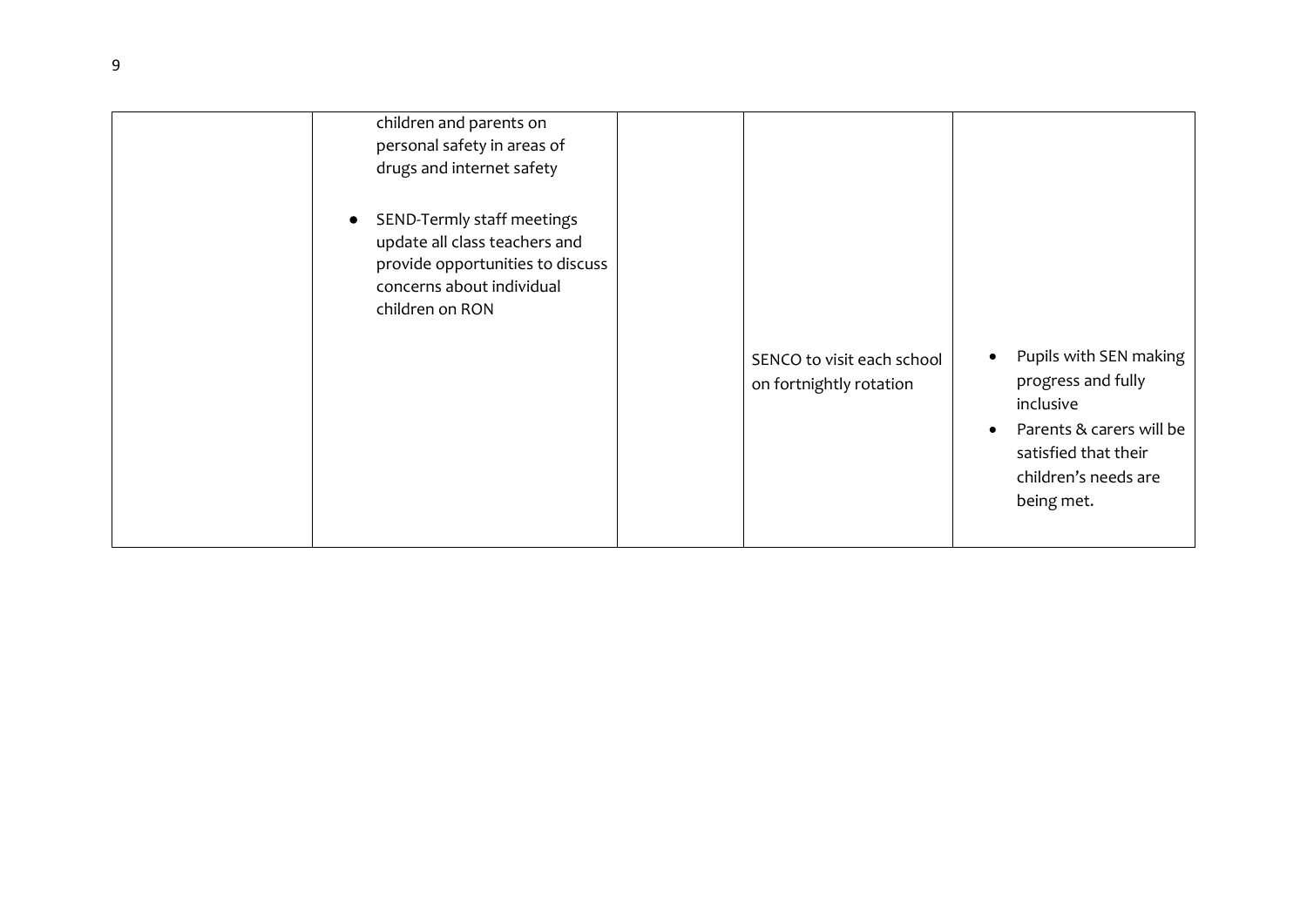| | | | | |
|---|---|---|---|---|
| | children and parents on personal safety in areas of drugs and internet safety<br><br>● SEND-Termly staff meetings update all class teachers and provide opportunities to discuss concerns about individual children on RON | | SENCO to visit each school on fortnightly rotation | • Pupils with SEN making progress and fully inclusive<br>• Parents & carers will be satisfied that their children's needs are being met. |